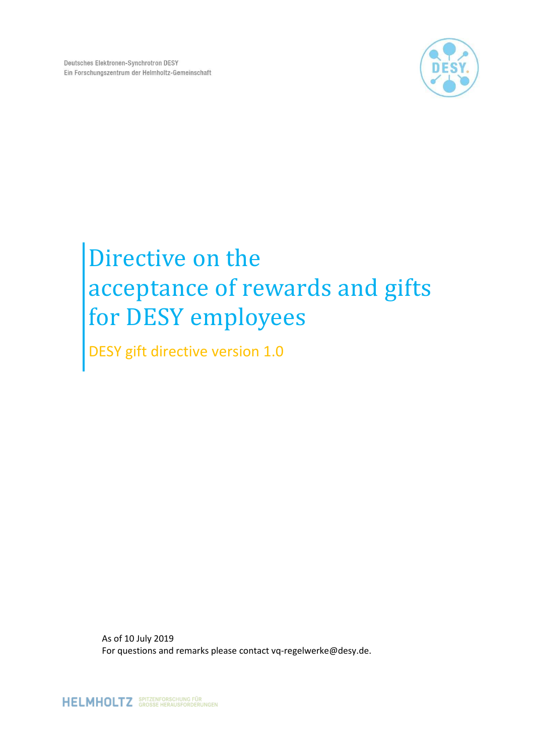Deutsches Elektronen-Synchrotron DESY
Ein Forschungszentrum der Helmholtz-Gemeinschaft

# Directive on the acceptance of rewards and gifts for DESY employees

## DESY gift directive version 1.0

As of 10 July 2019
For questions and remarks please contact vq-regelwerke@desy.de.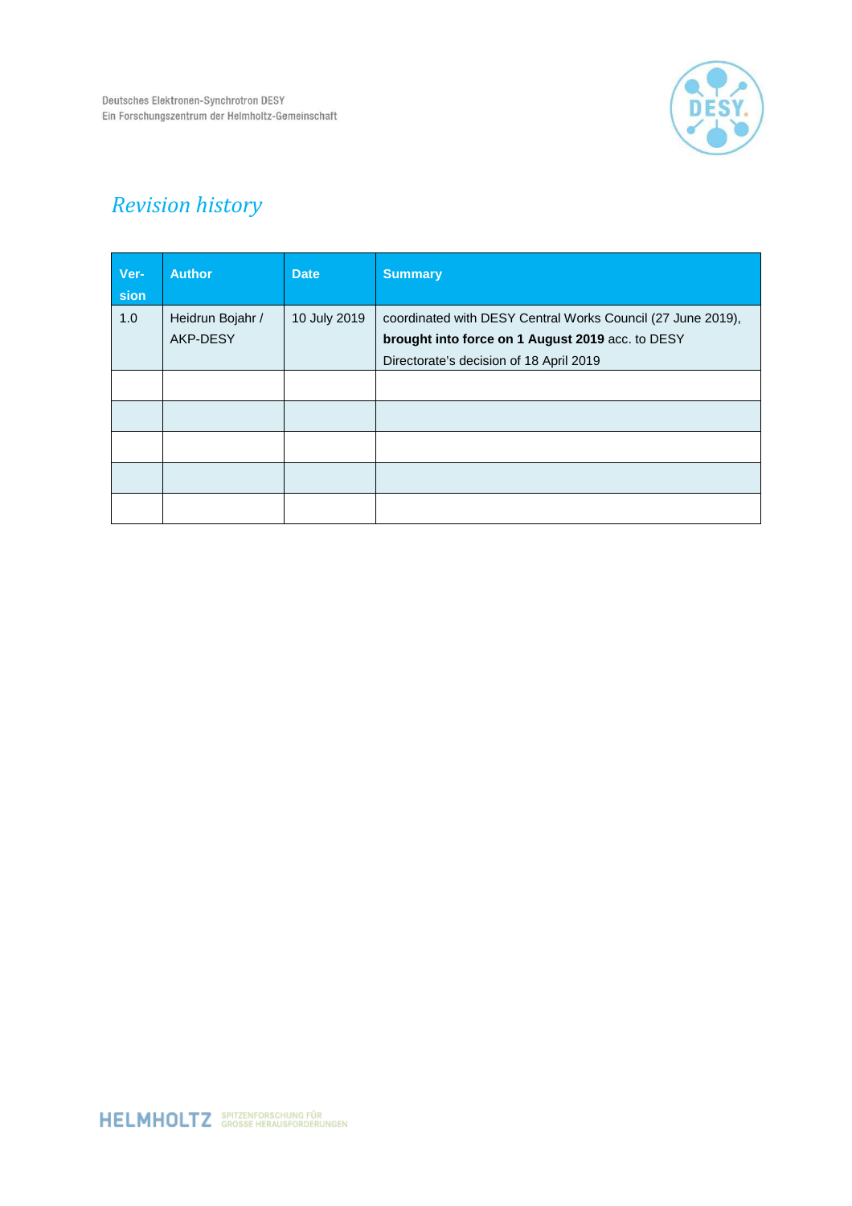## Revision history

| Ver-sion | Author | Date | Summary |
|---|---|---|---|
| 1.0 | Heidrun Bojahr / AKP-DESY | 10 July 2019 | coordinated with DESY Central Works Council (27 June 2019), **brought into force on 1 August 2019** acc. to DESY Directorate's decision of 18 April 2019 |
| | | | |
| | | | |
| | | | |
| | | | |
| | | | |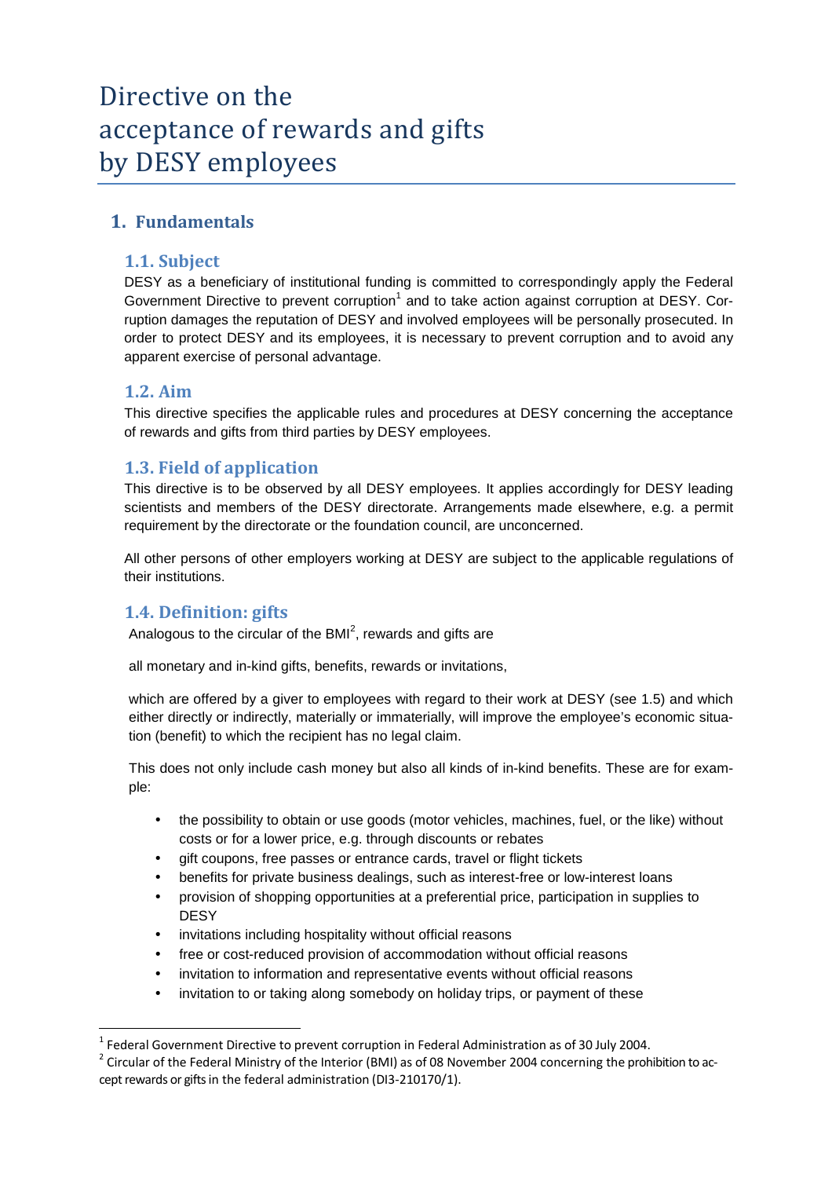# Directive on the acceptance of rewards and gifts by DESY employees

## 1. Fundamentals

### 1.1. Subject

DESY as a beneficiary of institutional funding is committed to correspondingly apply the Federal Government Directive to prevent corruption[1] and to take action against corruption at DESY. Corruption damages the reputation of DESY and involved employees will be personally prosecuted. In order to protect DESY and its employees, it is necessary to prevent corruption and to avoid any apparent exercise of personal advantage.

### 1.2. Aim

This directive specifies the applicable rules and procedures at DESY concerning the acceptance of rewards and gifts from third parties by DESY employees.

### 1.3. Field of application

This directive is to be observed by all DESY employees. It applies accordingly for DESY leading scientists and members of the DESY directorate. Arrangements made elsewhere, e.g. a permit requirement by the directorate or the foundation council, are unconcerned.

All other persons of other employers working at DESY are subject to the applicable regulations of their institutions.

### 1.4. Definition: gifts

Analogous to the circular of the BMI[2], rewards and gifts are

all monetary and in-kind gifts, benefits, rewards or invitations,

which are offered by a giver to employees with regard to their work at DESY (see 1.5) and which either directly or indirectly, materially or immaterially, will improve the employee's economic situation (benefit) to which the recipient has no legal claim.

This does not only include cash money but also all kinds of in-kind benefits. These are for example:

- the possibility to obtain or use goods (motor vehicles, machines, fuel, or the like) without costs or for a lower price, e.g. through discounts or rebates
- gift coupons, free passes or entrance cards, travel or flight tickets
- benefits for private business dealings, such as interest-free or low-interest loans
- provision of shopping opportunities at a preferential price, participation in supplies to DESY
- invitations including hospitality without official reasons
- free or cost-reduced provision of accommodation without official reasons
- invitation to information and representative events without official reasons
- invitation to or taking along somebody on holiday trips, or payment of these

---

[1] Federal Government Directive to prevent corruption in Federal Administration as of 30 July 2004.

[2] Circular of the Federal Ministry of the Interior (BMI) as of 08 November 2004 concerning the prohibition to accept rewards or gifts in the federal administration (DI3-210170/1).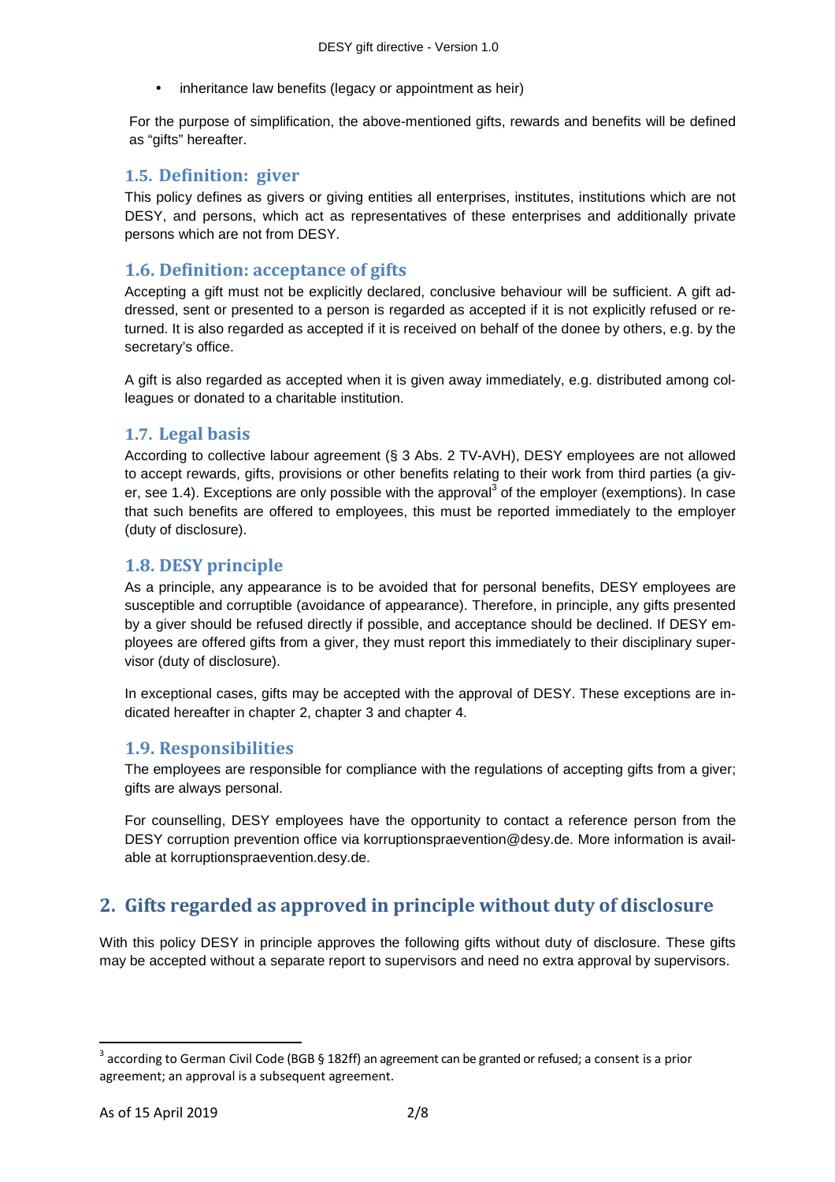- inheritance law benefits (legacy or appointment as heir)

For the purpose of simplification, the above-mentioned gifts, rewards and benefits will be defined as "gifts" hereafter.

### 1.5. Definition: giver

This policy defines as givers or giving entities all enterprises, institutes, institutions which are not DESY, and persons, which act as representatives of these enterprises and additionally private persons which are not from DESY.

### 1.6. Definition: acceptance of gifts

Accepting a gift must not be explicitly declared, conclusive behaviour will be sufficient. A gift addressed, sent or presented to a person is regarded as accepted if it is not explicitly refused or returned. It is also regarded as accepted if it is received on behalf of the donee by others, e.g. by the secretary's office.

A gift is also regarded as accepted when it is given away immediately, e.g. distributed among colleagues or donated to a charitable institution.

### 1.7. Legal basis

According to collective labour agreement (§ 3 Abs. 2 TV-AVH), DESY employees are not allowed to accept rewards, gifts, provisions or other benefits relating to their work from third parties (a giver, see 1.4). Exceptions are only possible with the approval[3] of the employer (exemptions). In case that such benefits are offered to employees, this must be reported immediately to the employer (duty of disclosure).

### 1.8. DESY principle

As a principle, any appearance is to be avoided that for personal benefits, DESY employees are susceptible and corruptible (avoidance of appearance). Therefore, in principle, any gifts presented by a giver should be refused directly if possible, and acceptance should be declined. If DESY employees are offered gifts from a giver, they must report this immediately to their disciplinary supervisor (duty of disclosure).

In exceptional cases, gifts may be accepted with the approval of DESY. These exceptions are indicated hereafter in chapter 2, chapter 3 and chapter 4.

### 1.9. Responsibilities

The employees are responsible for compliance with the regulations of accepting gifts from a giver; gifts are always personal.

For counselling, DESY employees have the opportunity to contact a reference person from the DESY corruption prevention office via korruptionspraevention@desy.de. More information is available at korruptionspraevention.desy.de.

## 2. Gifts regarded as approved in principle without duty of disclosure

With this policy DESY in principle approves the following gifts without duty of disclosure. These gifts may be accepted without a separate report to supervisors and need no extra approval by supervisors.

---

[3] according to German Civil Code (BGB § 182ff) an agreement can be granted or refused; a consent is a prior agreement; an approval is a subsequent agreement.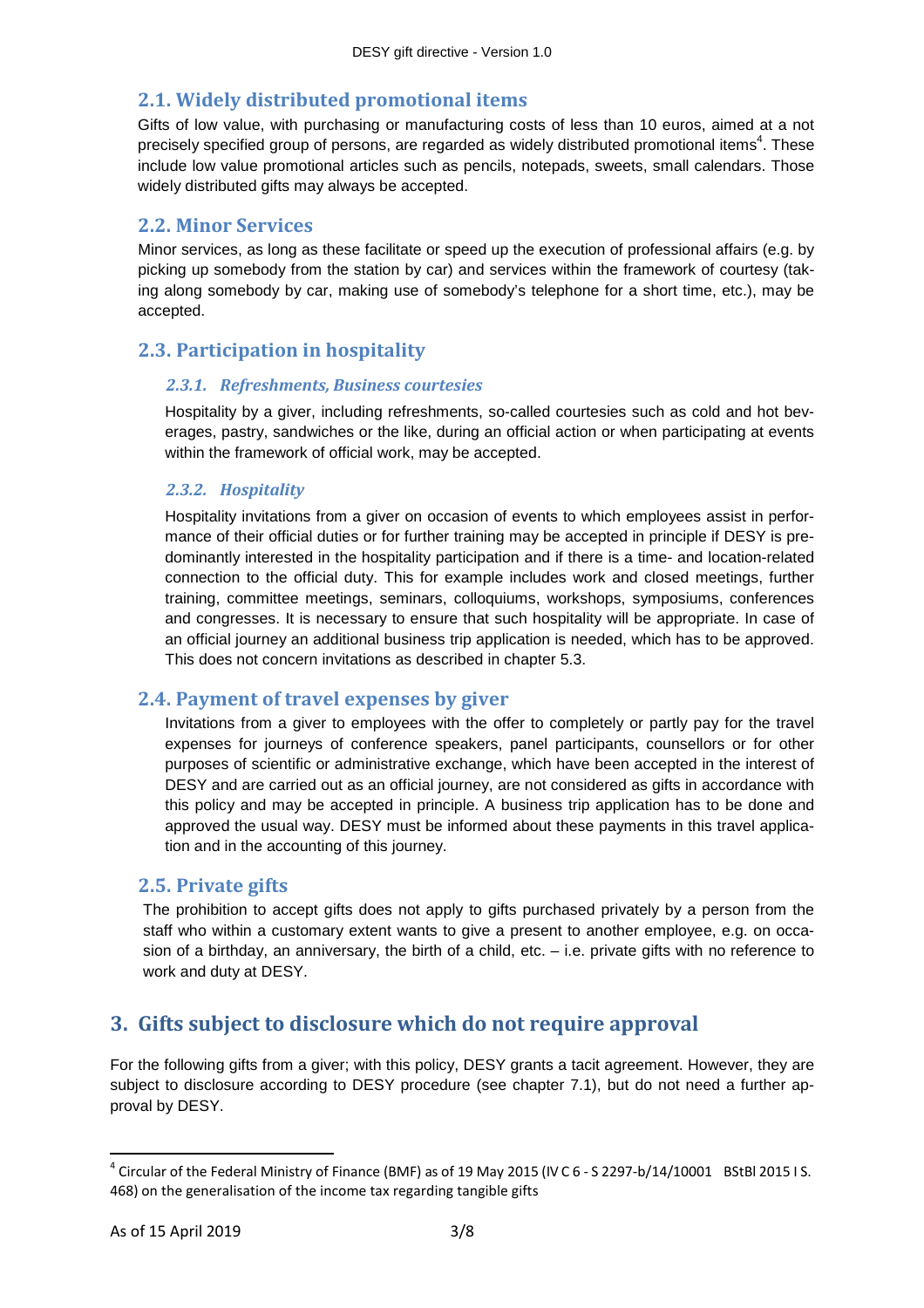## 2.1. Widely distributed promotional items

Gifts of low value, with purchasing or manufacturing costs of less than 10 euros, aimed at a not precisely specified group of persons, are regarded as widely distributed promotional items[4]. These include low value promotional articles such as pencils, notepads, sweets, small calendars. Those widely distributed gifts may always be accepted.

## 2.2. Minor Services

Minor services, as long as these facilitate or speed up the execution of professional affairs (e.g. by picking up somebody from the station by car) and services within the framework of courtesy (taking along somebody by car, making use of somebody's telephone for a short time, etc.), may be accepted.

## 2.3. Participation in hospitality

### *2.3.1. Refreshments, Business courtesies*

Hospitality by a giver, including refreshments, so-called courtesies such as cold and hot beverages, pastry, sandwiches or the like, during an official action or when participating at events within the framework of official work, may be accepted.

### *2.3.2. Hospitality*

Hospitality invitations from a giver on occasion of events to which employees assist in performance of their official duties or for further training may be accepted in principle if DESY is predominantly interested in the hospitality participation and if there is a time- and location-related connection to the official duty. This for example includes work and closed meetings, further training, committee meetings, seminars, colloquiums, workshops, symposiums, conferences and congresses. It is necessary to ensure that such hospitality will be appropriate. In case of an official journey an additional business trip application is needed, which has to be approved. This does not concern invitations as described in chapter 5.3.

## 2.4. Payment of travel expenses by giver

Invitations from a giver to employees with the offer to completely or partly pay for the travel expenses for journeys of conference speakers, panel participants, counsellors or for other purposes of scientific or administrative exchange, which have been accepted in the interest of DESY and are carried out as an official journey, are not considered as gifts in accordance with this policy and may be accepted in principle. A business trip application has to be done and approved the usual way. DESY must be informed about these payments in this travel application and in the accounting of this journey.

## 2.5. Private gifts

The prohibition to accept gifts does not apply to gifts purchased privately by a person from the staff who within a customary extent wants to give a present to another employee, e.g. on occasion of a birthday, an anniversary, the birth of a child, etc. – i.e. private gifts with no reference to work and duty at DESY.

# 3. Gifts subject to disclosure which do not require approval

For the following gifts from a giver; with this policy, DESY grants a tacit agreement. However, they are subject to disclosure according to DESY procedure (see chapter 7.1), but do not need a further approval by DESY.

---

[4] Circular of the Federal Ministry of Finance (BMF) as of 19 May 2015 (IV C 6 - S 2297-b/14/10001 BStBl 2015 I S. 468) on the generalisation of the income tax regarding tangible gifts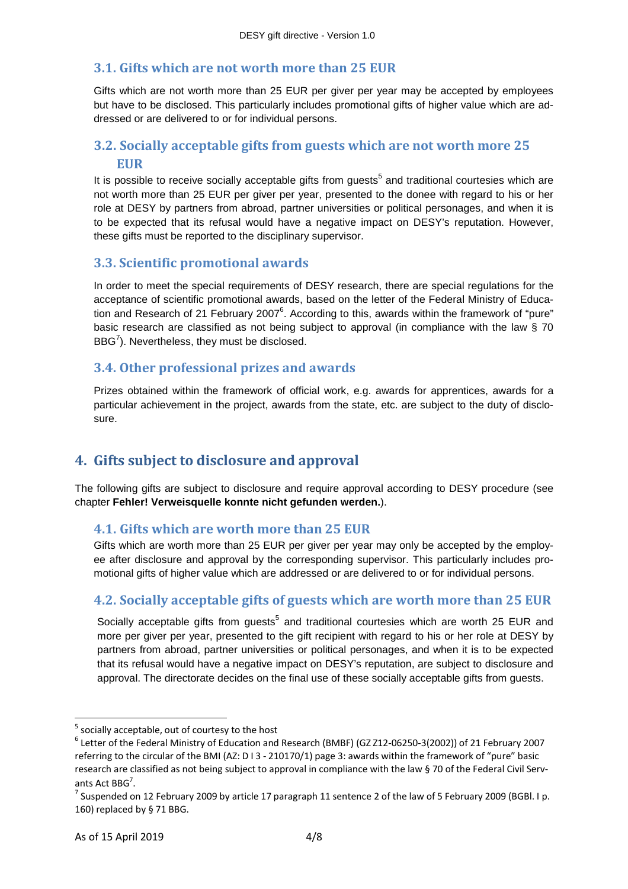### 3.1. Gifts which are not worth more than 25 EUR

Gifts which are not worth more than 25 EUR per giver per year may be accepted by employees but have to be disclosed. This particularly includes promotional gifts of higher value which are addressed or are delivered to or for individual persons.

### 3.2. Socially acceptable gifts from guests which are not worth more 25 EUR

It is possible to receive socially acceptable gifts from guests[5] and traditional courtesies which are not worth more than 25 EUR per giver per year, presented to the donee with regard to his or her role at DESY by partners from abroad, partner universities or political personages, and when it is to be expected that its refusal would have a negative impact on DESY's reputation. However, these gifts must be reported to the disciplinary supervisor.

### 3.3. Scientific promotional awards

In order to meet the special requirements of DESY research, there are special regulations for the acceptance of scientific promotional awards, based on the letter of the Federal Ministry of Education and Research of 21 February 2007[6]. According to this, awards within the framework of "pure" basic research are classified as not being subject to approval (in compliance with the law § 70 BBG[7]). Nevertheless, they must be disclosed.

### 3.4. Other professional prizes and awards

Prizes obtained within the framework of official work, e.g. awards for apprentices, awards for a particular achievement in the project, awards from the state, etc. are subject to the duty of disclosure.

## 4. Gifts subject to disclosure and approval

The following gifts are subject to disclosure and require approval according to DESY procedure (see chapter **Fehler! Verweisquelle konnte nicht gefunden werden.**).

### 4.1. Gifts which are worth more than 25 EUR

Gifts which are worth more than 25 EUR per giver per year may only be accepted by the employee after disclosure and approval by the corresponding supervisor. This particularly includes promotional gifts of higher value which are addressed or are delivered to or for individual persons.

### 4.2. Socially acceptable gifts of guests which are worth more than 25 EUR

Socially acceptable gifts from guests[5] and traditional courtesies which are worth 25 EUR and more per giver per year, presented to the gift recipient with regard to his or her role at DESY by partners from abroad, partner universities or political personages, and when it is to be expected that its refusal would have a negative impact on DESY's reputation, are subject to disclosure and approval. The directorate decides on the final use of these socially acceptable gifts from guests.

---

[5] socially acceptable, out of courtesy to the host

[6] Letter of the Federal Ministry of Education and Research (BMBF) (GZ Z12-06250-3(2002)) of 21 February 2007 referring to the circular of the BMI (AZ: D I 3 - 210170/1) page 3: awards within the framework of "pure" basic research are classified as not being subject to approval in compliance with the law § 70 of the Federal Civil Servants Act BBG[7].

[7] Suspended on 12 February 2009 by article 17 paragraph 11 sentence 2 of the law of 5 February 2009 (BGBl. I p. 160) replaced by § 71 BBG.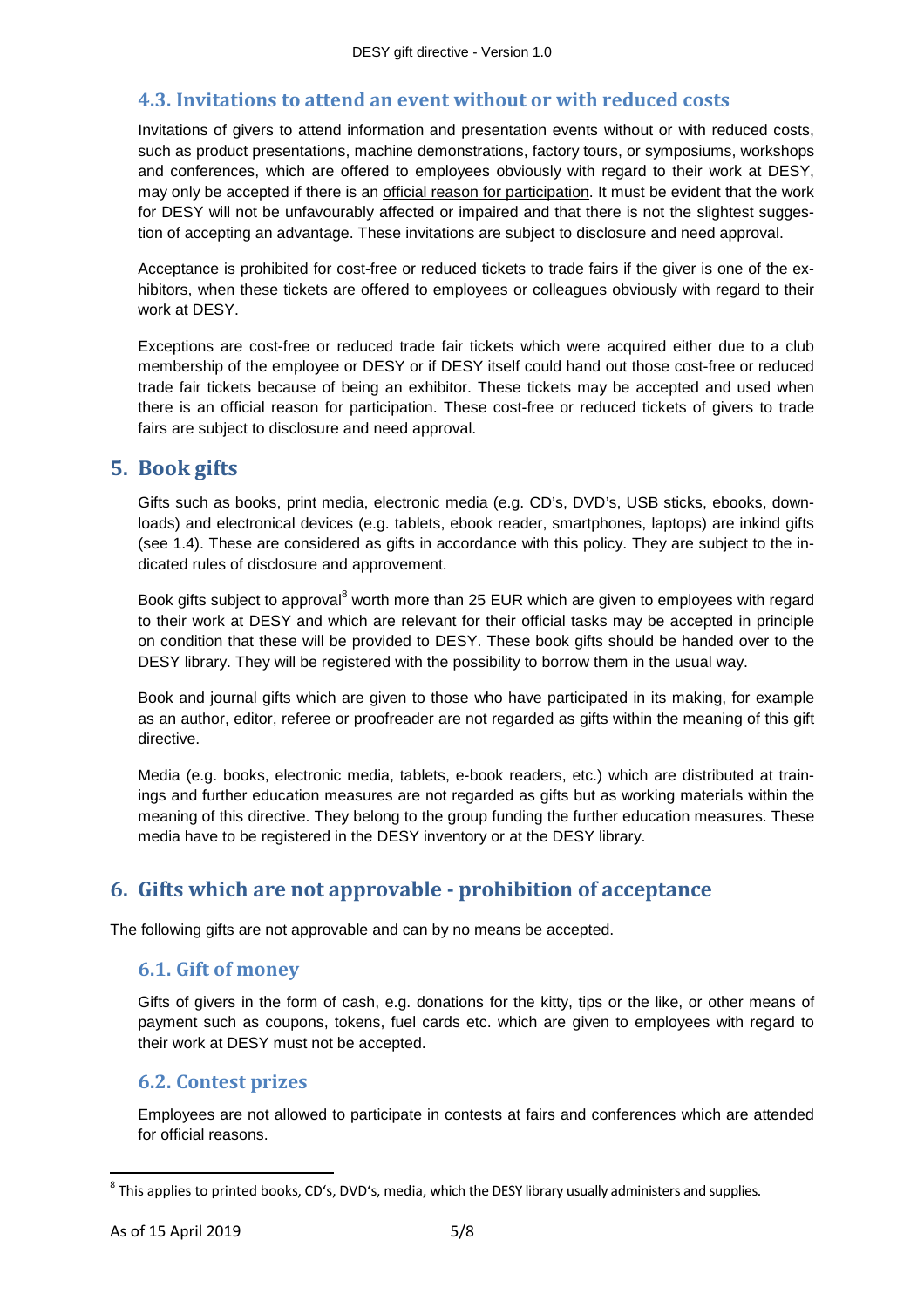### 4.3. Invitations to attend an event without or with reduced costs

Invitations of givers to attend information and presentation events without or with reduced costs, such as product presentations, machine demonstrations, factory tours, or symposiums, workshops and conferences, which are offered to employees obviously with regard to their work at DESY, may only be accepted if there is an official reason for participation. It must be evident that the work for DESY will not be unfavourably affected or impaired and that there is not the slightest suggestion of accepting an advantage. These invitations are subject to disclosure and need approval.

Acceptance is prohibited for cost-free or reduced tickets to trade fairs if the giver is one of the exhibitors, when these tickets are offered to employees or colleagues obviously with regard to their work at DESY.

Exceptions are cost-free or reduced trade fair tickets which were acquired either due to a club membership of the employee or DESY or if DESY itself could hand out those cost-free or reduced trade fair tickets because of being an exhibitor. These tickets may be accepted and used when there is an official reason for participation. These cost-free or reduced tickets of givers to trade fairs are subject to disclosure and need approval.

## 5. Book gifts

Gifts such as books, print media, electronic media (e.g. CD's, DVD's, USB sticks, ebooks, downloads) and electronical devices (e.g. tablets, ebook reader, smartphones, laptops) are inkind gifts (see 1.4). These are considered as gifts in accordance with this policy. They are subject to the indicated rules of disclosure and approvement.

Book gifts subject to approval[8] worth more than 25 EUR which are given to employees with regard to their work at DESY and which are relevant for their official tasks may be accepted in principle on condition that these will be provided to DESY. These book gifts should be handed over to the DESY library. They will be registered with the possibility to borrow them in the usual way.

Book and journal gifts which are given to those who have participated in its making, for example as an author, editor, referee or proofreader are not regarded as gifts within the meaning of this gift directive.

Media (e.g. books, electronic media, tablets, e-book readers, etc.) which are distributed at trainings and further education measures are not regarded as gifts but as working materials within the meaning of this directive. They belong to the group funding the further education measures. These media have to be registered in the DESY inventory or at the DESY library.

## 6. Gifts which are not approvable - prohibition of acceptance

The following gifts are not approvable and can by no means be accepted.

### 6.1. Gift of money

Gifts of givers in the form of cash, e.g. donations for the kitty, tips or the like, or other means of payment such as coupons, tokens, fuel cards etc. which are given to employees with regard to their work at DESY must not be accepted.

### 6.2. Contest prizes

Employees are not allowed to participate in contests at fairs and conferences which are attended for official reasons.

---

[8] This applies to printed books, CD's, DVD's, media, which the DESY library usually administers and supplies.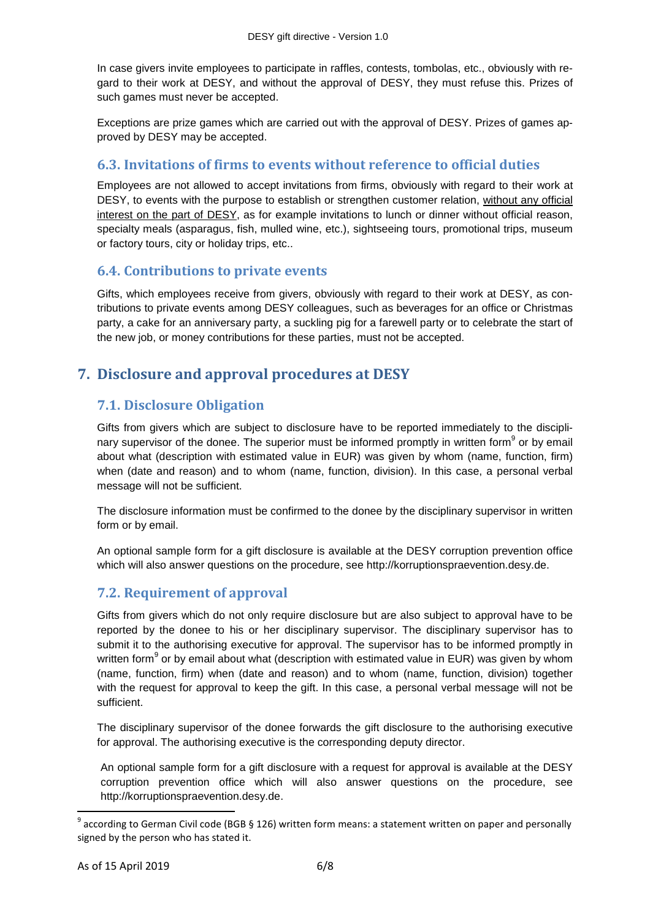In case givers invite employees to participate in raffles, contests, tombolas, etc., obviously with regard to their work at DESY, and without the approval of DESY, they must refuse this. Prizes of such games must never be accepted.

Exceptions are prize games which are carried out with the approval of DESY. Prizes of games approved by DESY may be accepted.

### 6.3. Invitations of firms to events without reference to official duties

Employees are not allowed to accept invitations from firms, obviously with regard to their work at DESY, to events with the purpose to establish or strengthen customer relation, without any official interest on the part of DESY, as for example invitations to lunch or dinner without official reason, specialty meals (asparagus, fish, mulled wine, etc.), sightseeing tours, promotional trips, museum or factory tours, city or holiday trips, etc..

### 6.4. Contributions to private events

Gifts, which employees receive from givers, obviously with regard to their work at DESY, as contributions to private events among DESY colleagues, such as beverages for an office or Christmas party, a cake for an anniversary party, a suckling pig for a farewell party or to celebrate the start of the new job, or money contributions for these parties, must not be accepted.

## 7. Disclosure and approval procedures at DESY

### 7.1. Disclosure Obligation

Gifts from givers which are subject to disclosure have to be reported immediately to the disciplinary supervisor of the donee. The superior must be informed promptly in written form[9] or by email about what (description with estimated value in EUR) was given by whom (name, function, firm) when (date and reason) and to whom (name, function, division). In this case, a personal verbal message will not be sufficient.

The disclosure information must be confirmed to the donee by the disciplinary supervisor in written form or by email.

An optional sample form for a gift disclosure is available at the DESY corruption prevention office which will also answer questions on the procedure, see http://korruptionspraevention.desy.de.

### 7.2. Requirement of approval

Gifts from givers which do not only require disclosure but are also subject to approval have to be reported by the donee to his or her disciplinary supervisor. The disciplinary supervisor has to submit it to the authorising executive for approval. The supervisor has to be informed promptly in written form[9] or by email about what (description with estimated value in EUR) was given by whom (name, function, firm) when (date and reason) and to whom (name, function, division) together with the request for approval to keep the gift. In this case, a personal verbal message will not be sufficient.

The disciplinary supervisor of the donee forwards the gift disclosure to the authorising executive for approval. The authorising executive is the corresponding deputy director.

An optional sample form for a gift disclosure with a request for approval is available at the DESY corruption prevention office which will also answer questions on the procedure, see http://korruptionspraevention.desy.de.

---

[9] according to German Civil code (BGB § 126) written form means: a statement written on paper and personally signed by the person who has stated it.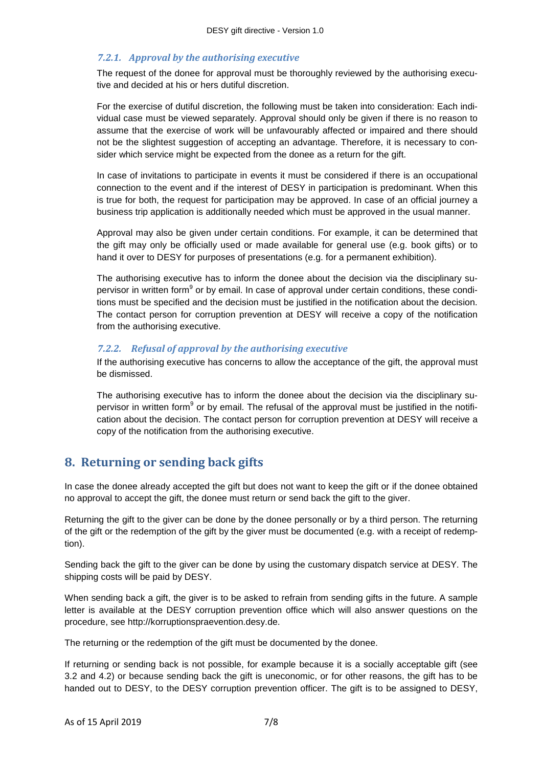### *7.2.1. Approval by the authorising executive*

The request of the donee for approval must be thoroughly reviewed by the authorising executive and decided at his or hers dutiful discretion.

For the exercise of dutiful discretion, the following must be taken into consideration: Each individual case must be viewed separately. Approval should only be given if there is no reason to assume that the exercise of work will be unfavourably affected or impaired and there should not be the slightest suggestion of accepting an advantage. Therefore, it is necessary to consider which service might be expected from the donee as a return for the gift.

In case of invitations to participate in events it must be considered if there is an occupational connection to the event and if the interest of DESY in participation is predominant. When this is true for both, the request for participation may be approved. In case of an official journey a business trip application is additionally needed which must be approved in the usual manner.

Approval may also be given under certain conditions. For example, it can be determined that the gift may only be officially used or made available for general use (e.g. book gifts) or to hand it over to DESY for purposes of presentations (e.g. for a permanent exhibition).

The authorising executive has to inform the donee about the decision via the disciplinary supervisor in written form[9] or by email. In case of approval under certain conditions, these conditions must be specified and the decision must be justified in the notification about the decision. The contact person for corruption prevention at DESY will receive a copy of the notification from the authorising executive.

### *7.2.2. Refusal of approval by the authorising executive*

If the authorising executive has concerns to allow the acceptance of the gift, the approval must be dismissed.

The authorising executive has to inform the donee about the decision via the disciplinary supervisor in written form[9] or by email. The refusal of the approval must be justified in the notification about the decision. The contact person for corruption prevention at DESY will receive a copy of the notification from the authorising executive.

## 8. Returning or sending back gifts

In case the donee already accepted the gift but does not want to keep the gift or if the donee obtained no approval to accept the gift, the donee must return or send back the gift to the giver.

Returning the gift to the giver can be done by the donee personally or by a third person. The returning of the gift or the redemption of the gift by the giver must be documented (e.g. with a receipt of redemption).

Sending back the gift to the giver can be done by using the customary dispatch service at DESY. The shipping costs will be paid by DESY.

When sending back a gift, the giver is to be asked to refrain from sending gifts in the future. A sample letter is available at the DESY corruption prevention office which will also answer questions on the procedure, see http://korruptionspraevention.desy.de.

The returning or the redemption of the gift must be documented by the donee.

If returning or sending back is not possible, for example because it is a socially acceptable gift (see 3.2 and 4.2) or because sending back the gift is uneconomic, or for other reasons, the gift has to be handed out to DESY, to the DESY corruption prevention officer. The gift is to be assigned to DESY,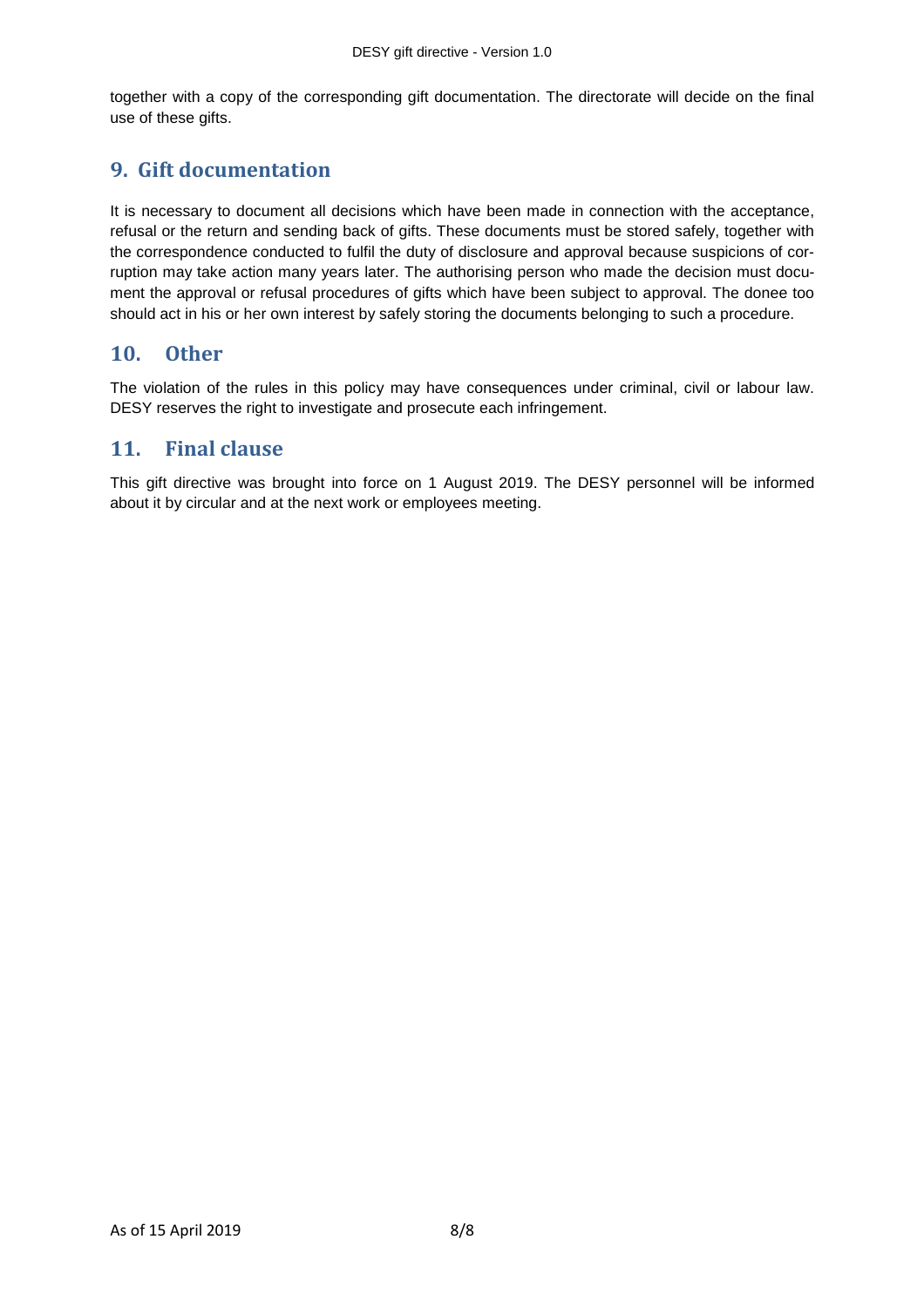together with a copy of the corresponding gift documentation. The directorate will decide on the final use of these gifts.

## 9. Gift documentation

It is necessary to document all decisions which have been made in connection with the acceptance, refusal or the return and sending back of gifts. These documents must be stored safely, together with the correspondence conducted to fulfil the duty of disclosure and approval because suspicions of corruption may take action many years later. The authorising person who made the decision must document the approval or refusal procedures of gifts which have been subject to approval. The donee too should act in his or her own interest by safely storing the documents belonging to such a procedure.

## 10. Other

The violation of the rules in this policy may have consequences under criminal, civil or labour law. DESY reserves the right to investigate and prosecute each infringement.

## 11. Final clause

This gift directive was brought into force on 1 August 2019. The DESY personnel will be informed about it by circular and at the next work or employees meeting.